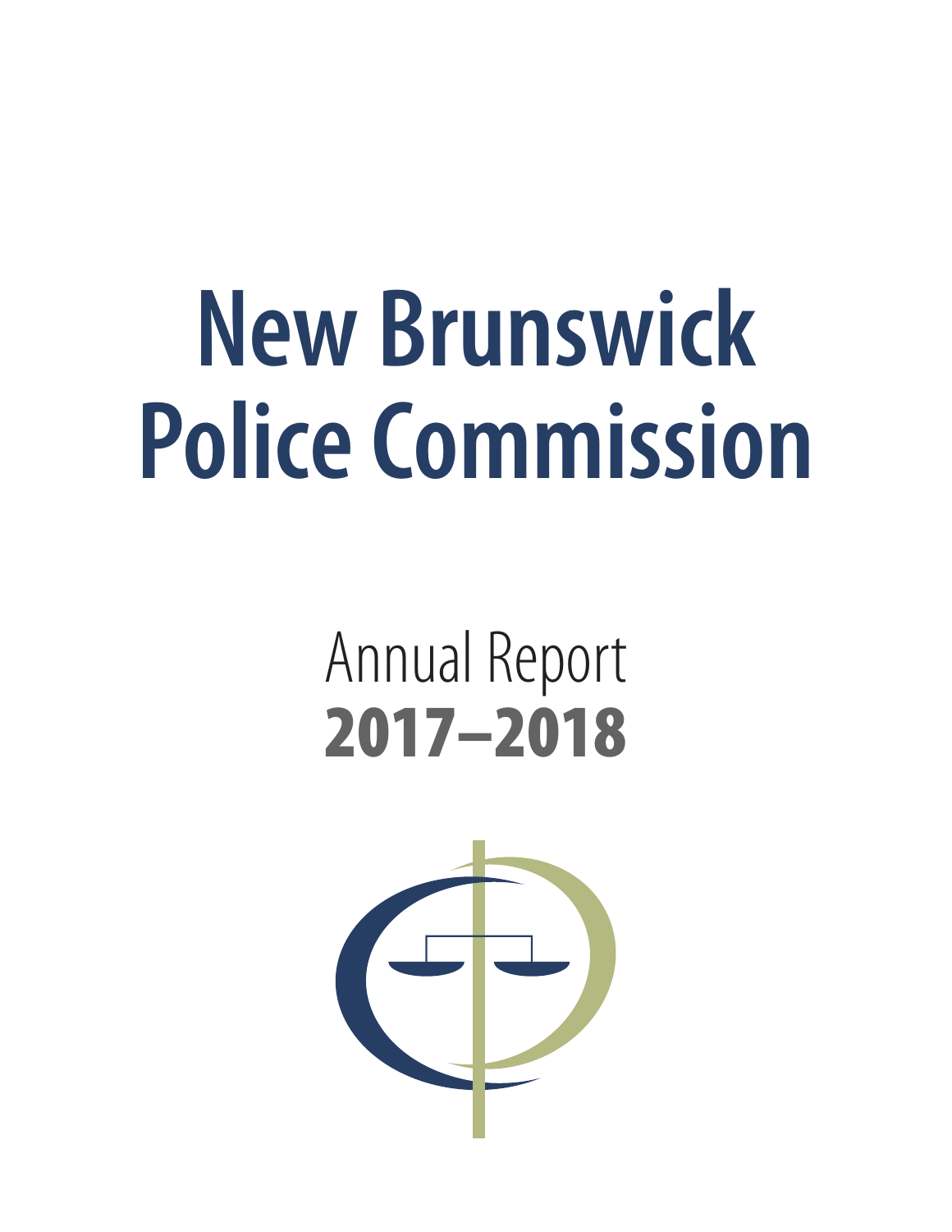# New Brunswick Police Commission

## Annual Report 2017–2018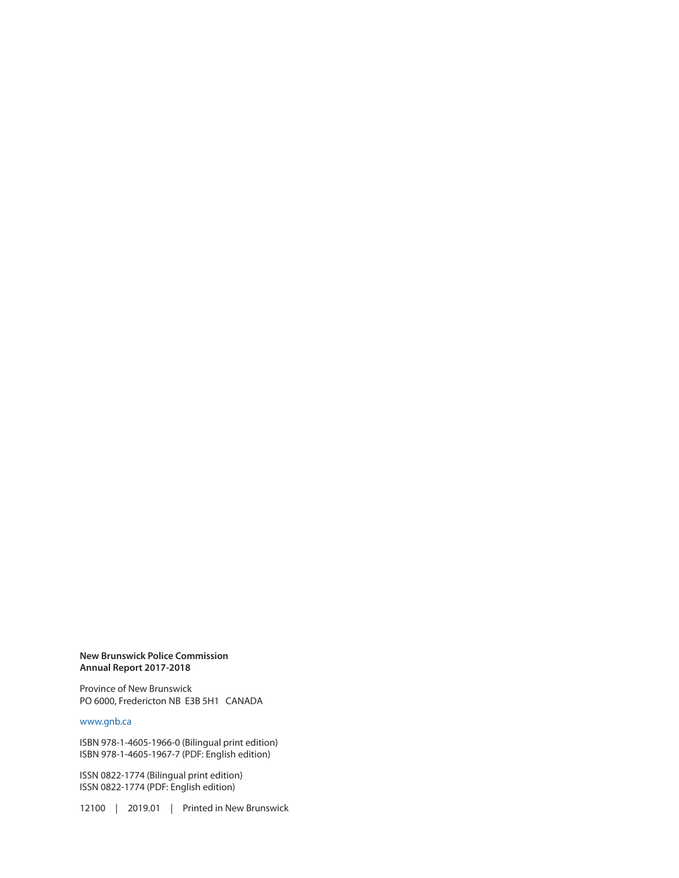**New Brunswick Police Commission**
**Annual Report 2017-2018**

Province of New Brunswick
PO 6000, Fredericton NB E3B 5H1 CANADA

www.gnb.ca

ISBN 978-1-4605-1966-0 (Bilingual print edition)
ISBN 978-1-4605-1967-7 (PDF: English edition)

ISSN 0822-1774 (Bilingual print edition)
ISSN 0822-1774 (PDF: English edition)

12100 | 2019.01 | Printed in New Brunswick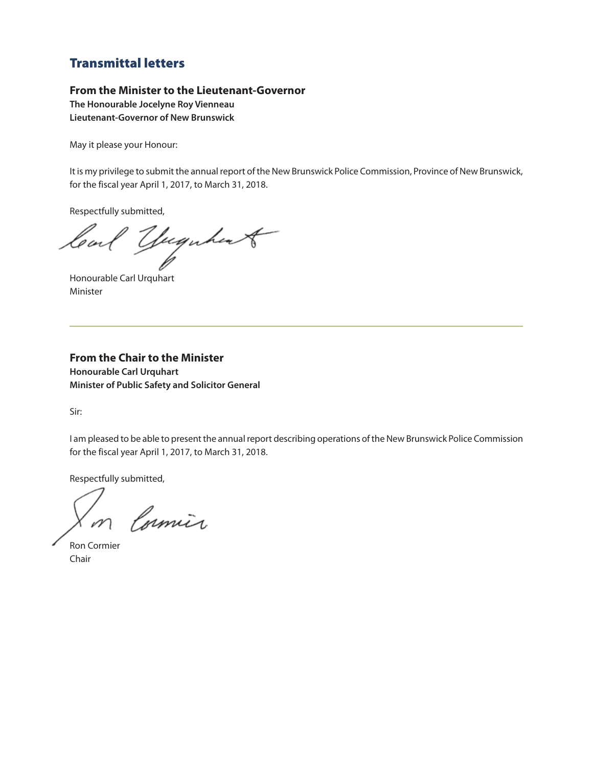## Transmittal letters

### From the Minister to the Lieutenant-Governor

**The Honourable Jocelyne Roy Vienneau**
**Lieutenant-Governor of New Brunswick**

May it please your Honour:

It is my privilege to submit the annual report of the New Brunswick Police Commission, Province of New Brunswick, for the fiscal year April 1, 2017, to March 31, 2018.

Respectfully submitted,

Honourable Carl Urquhart
Minister

---

### From the Chair to the Minister

**Honourable Carl Urquhart**
**Minister of Public Safety and Solicitor General**

Sir:

I am pleased to be able to present the annual report describing operations of the New Brunswick Police Commission for the fiscal year April 1, 2017, to March 31, 2018.

Respectfully submitted,

Ron Cormier
Chair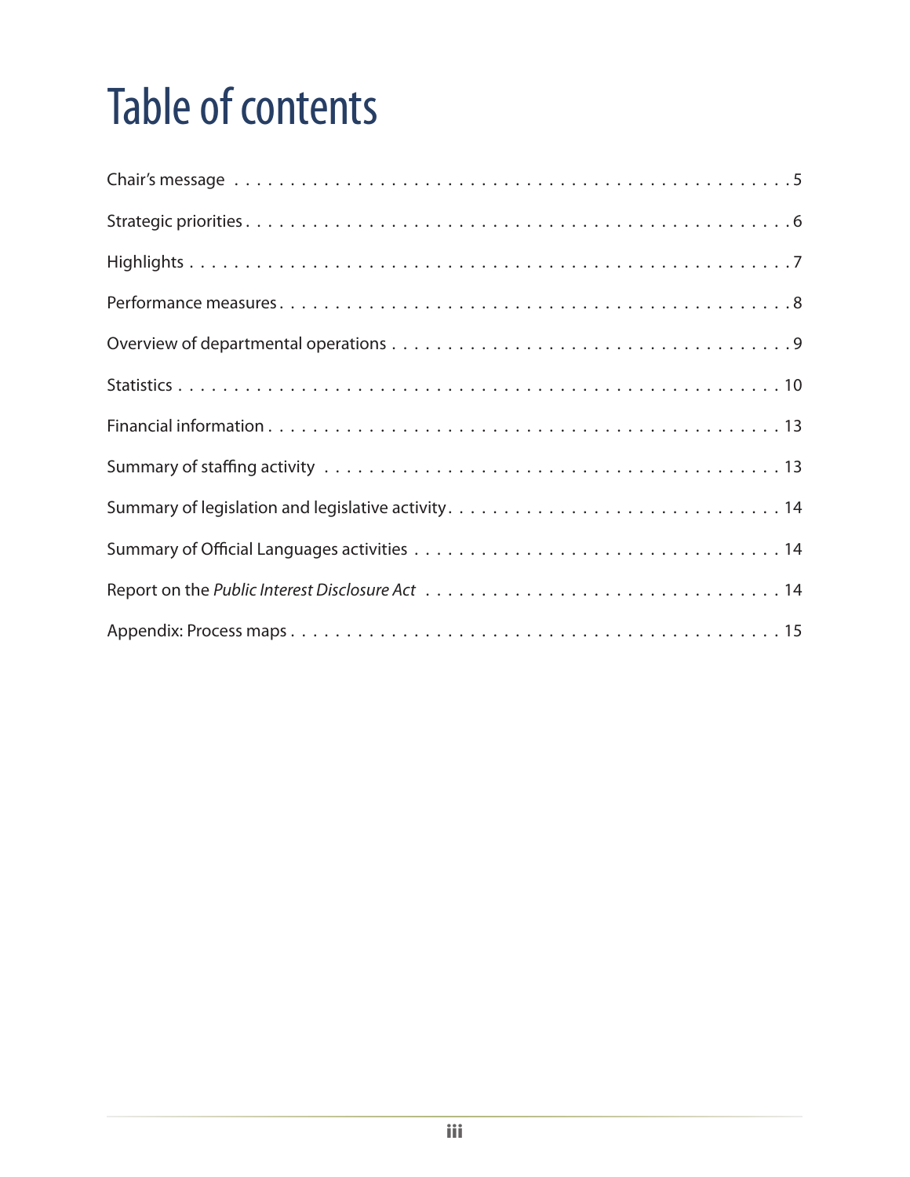# Table of contents

Chair's message . . . . . . . . . . . . . . . . . . . . . . . . . . . . . . . . . . . . . . . . . . . . . . 5

Strategic priorities . . . . . . . . . . . . . . . . . . . . . . . . . . . . . . . . . . . . . . . . . . . . . 6

Highlights . . . . . . . . . . . . . . . . . . . . . . . . . . . . . . . . . . . . . . . . . . . . . . . . . . 7

Performance measures . . . . . . . . . . . . . . . . . . . . . . . . . . . . . . . . . . . . . . . . . . 8

Overview of departmental operations . . . . . . . . . . . . . . . . . . . . . . . . . . . . . . . . 9

Statistics . . . . . . . . . . . . . . . . . . . . . . . . . . . . . . . . . . . . . . . . . . . . . . . . . . 10

Financial information . . . . . . . . . . . . . . . . . . . . . . . . . . . . . . . . . . . . . . . . . . 13

Summary of staffing activity . . . . . . . . . . . . . . . . . . . . . . . . . . . . . . . . . . . . . 13

Summary of legislation and legislative activity . . . . . . . . . . . . . . . . . . . . . . . . . 14

Summary of Official Languages activities . . . . . . . . . . . . . . . . . . . . . . . . . . . . 14

Report on the *Public Interest Disclosure Act* . . . . . . . . . . . . . . . . . . . . . . . . . 14

Appendix: Process maps . . . . . . . . . . . . . . . . . . . . . . . . . . . . . . . . . . . . . . . 15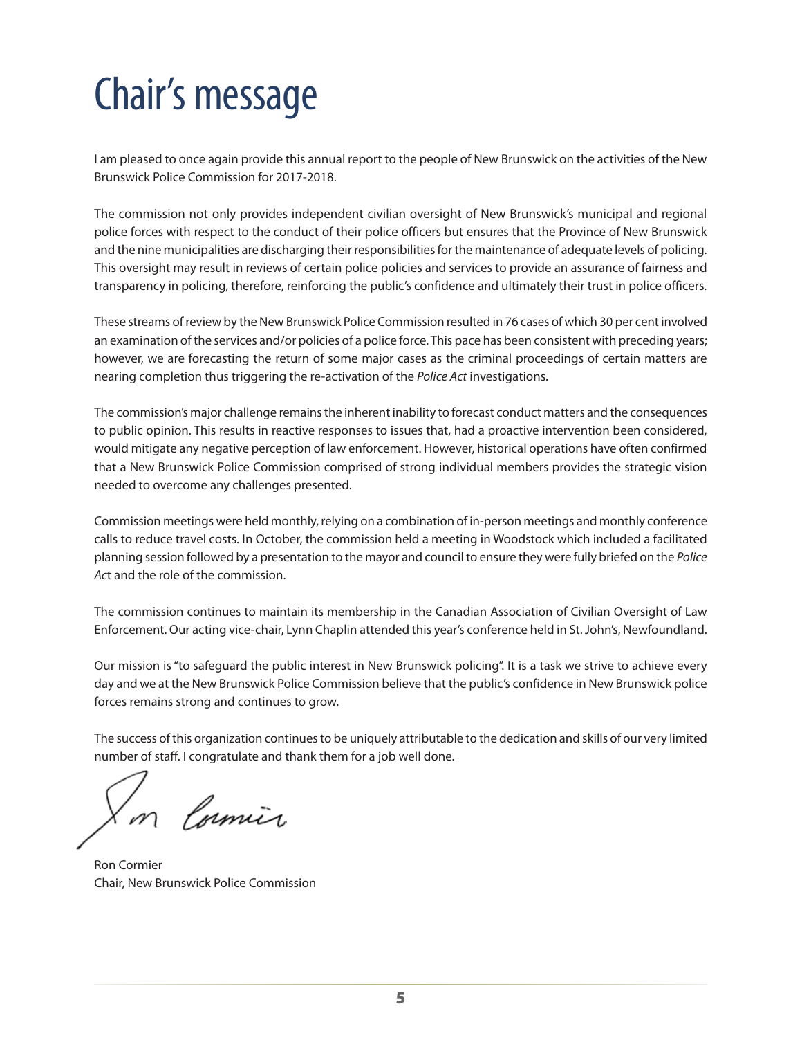# Chair's message

I am pleased to once again provide this annual report to the people of New Brunswick on the activities of the New Brunswick Police Commission for 2017-2018.

The commission not only provides independent civilian oversight of New Brunswick's municipal and regional police forces with respect to the conduct of their police officers but ensures that the Province of New Brunswick and the nine municipalities are discharging their responsibilities for the maintenance of adequate levels of policing. This oversight may result in reviews of certain police policies and services to provide an assurance of fairness and transparency in policing, therefore, reinforcing the public's confidence and ultimately their trust in police officers.

These streams of review by the New Brunswick Police Commission resulted in 76 cases of which 30 per cent involved an examination of the services and/or policies of a police force. This pace has been consistent with preceding years; however, we are forecasting the return of some major cases as the criminal proceedings of certain matters are nearing completion thus triggering the re-activation of the *Police Act* investigations.

The commission's major challenge remains the inherent inability to forecast conduct matters and the consequences to public opinion. This results in reactive responses to issues that, had a proactive intervention been considered, would mitigate any negative perception of law enforcement. However, historical operations have often confirmed that a New Brunswick Police Commission comprised of strong individual members provides the strategic vision needed to overcome any challenges presented.

Commission meetings were held monthly, relying on a combination of in-person meetings and monthly conference calls to reduce travel costs. In October, the commission held a meeting in Woodstock which included a facilitated planning session followed by a presentation to the mayor and council to ensure they were fully briefed on the *Police Act* and the role of the commission.

The commission continues to maintain its membership in the Canadian Association of Civilian Oversight of Law Enforcement. Our acting vice-chair, Lynn Chaplin attended this year's conference held in St. John's, Newfoundland.

Our mission is "to safeguard the public interest in New Brunswick policing". It is a task we strive to achieve every day and we at the New Brunswick Police Commission believe that the public's confidence in New Brunswick police forces remains strong and continues to grow.

The success of this organization continues to be uniquely attributable to the dedication and skills of our very limited number of staff. I congratulate and thank them for a job well done.

Ron Cormier
Chair, New Brunswick Police Commission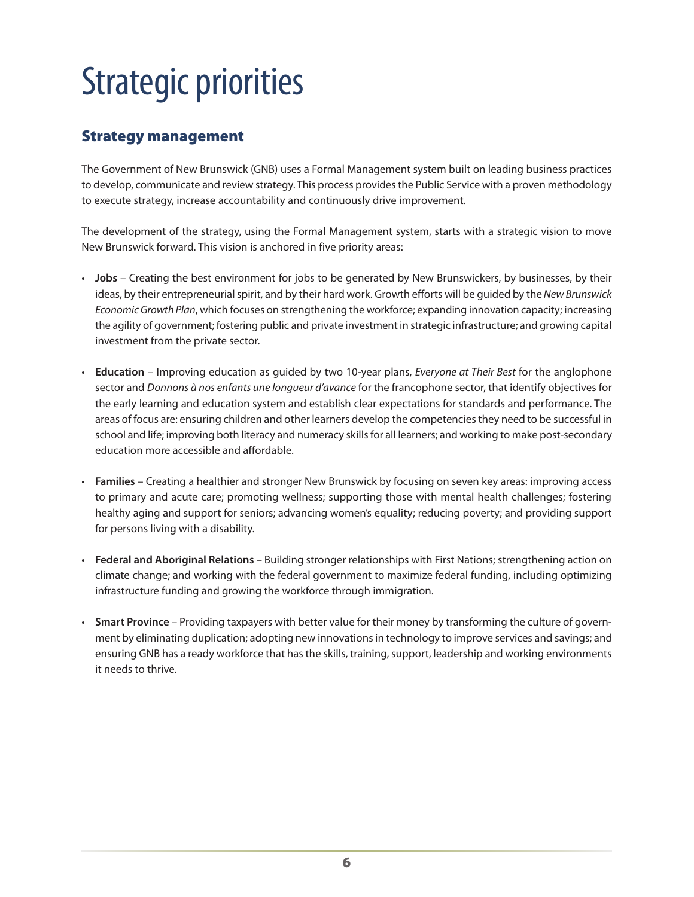# Strategic priorities

## Strategy management

The Government of New Brunswick (GNB) uses a Formal Management system built on leading business practices to develop, communicate and review strategy. This process provides the Public Service with a proven methodology to execute strategy, increase accountability and continuously drive improvement.

The development of the strategy, using the Formal Management system, starts with a strategic vision to move New Brunswick forward. This vision is anchored in five priority areas:

- **Jobs** – Creating the best environment for jobs to be generated by New Brunswickers, by businesses, by their ideas, by their entrepreneurial spirit, and by their hard work. Growth efforts will be guided by the *New Brunswick Economic Growth Plan*, which focuses on strengthening the workforce; expanding innovation capacity; increasing the agility of government; fostering public and private investment in strategic infrastructure; and growing capital investment from the private sector.
- **Education** – Improving education as guided by two 10-year plans, *Everyone at Their Best* for the anglophone sector and *Donnons à nos enfants une longueur d'avance* for the francophone sector, that identify objectives for the early learning and education system and establish clear expectations for standards and performance. The areas of focus are: ensuring children and other learners develop the competencies they need to be successful in school and life; improving both literacy and numeracy skills for all learners; and working to make post-secondary education more accessible and affordable.
- **Families** – Creating a healthier and stronger New Brunswick by focusing on seven key areas: improving access to primary and acute care; promoting wellness; supporting those with mental health challenges; fostering healthy aging and support for seniors; advancing women's equality; reducing poverty; and providing support for persons living with a disability.
- **Federal and Aboriginal Relations** – Building stronger relationships with First Nations; strengthening action on climate change; and working with the federal government to maximize federal funding, including optimizing infrastructure funding and growing the workforce through immigration.
- **Smart Province** – Providing taxpayers with better value for their money by transforming the culture of government by eliminating duplication; adopting new innovations in technology to improve services and savings; and ensuring GNB has a ready workforce that has the skills, training, support, leadership and working environments it needs to thrive.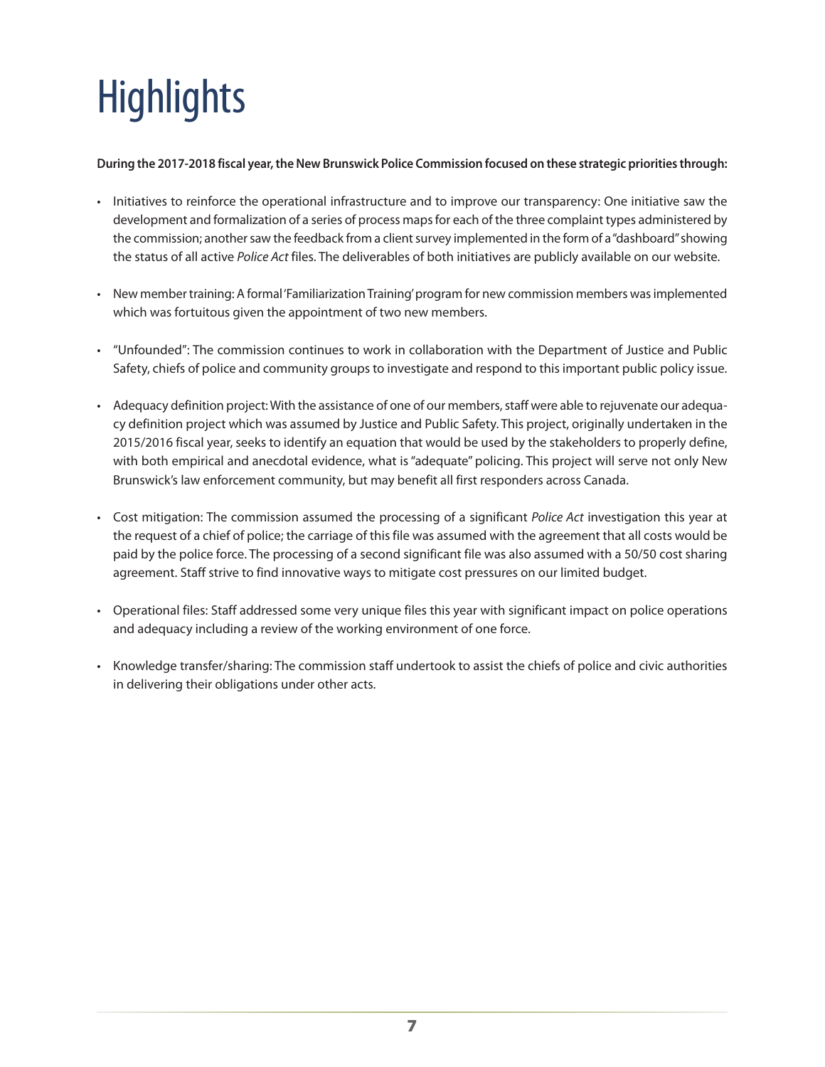# Highlights

**During the 2017-2018 fiscal year, the New Brunswick Police Commission focused on these strategic priorities through:**

- Initiatives to reinforce the operational infrastructure and to improve our transparency: One initiative saw the development and formalization of a series of process maps for each of the three complaint types administered by the commission; another saw the feedback from a client survey implemented in the form of a "dashboard" showing the status of all active *Police Act* files. The deliverables of both initiatives are publicly available on our website.
- New member training: A formal 'Familiarization Training' program for new commission members was implemented which was fortuitous given the appointment of two new members.
- "Unfounded": The commission continues to work in collaboration with the Department of Justice and Public Safety, chiefs of police and community groups to investigate and respond to this important public policy issue.
- Adequacy definition project: With the assistance of one of our members, staff were able to rejuvenate our adequacy definition project which was assumed by Justice and Public Safety. This project, originally undertaken in the 2015/2016 fiscal year, seeks to identify an equation that would be used by the stakeholders to properly define, with both empirical and anecdotal evidence, what is "adequate" policing. This project will serve not only New Brunswick's law enforcement community, but may benefit all first responders across Canada.
- Cost mitigation: The commission assumed the processing of a significant *Police Act* investigation this year at the request of a chief of police; the carriage of this file was assumed with the agreement that all costs would be paid by the police force. The processing of a second significant file was also assumed with a 50/50 cost sharing agreement. Staff strive to find innovative ways to mitigate cost pressures on our limited budget.
- Operational files: Staff addressed some very unique files this year with significant impact on police operations and adequacy including a review of the working environment of one force.
- Knowledge transfer/sharing: The commission staff undertook to assist the chiefs of police and civic authorities in delivering their obligations under other acts.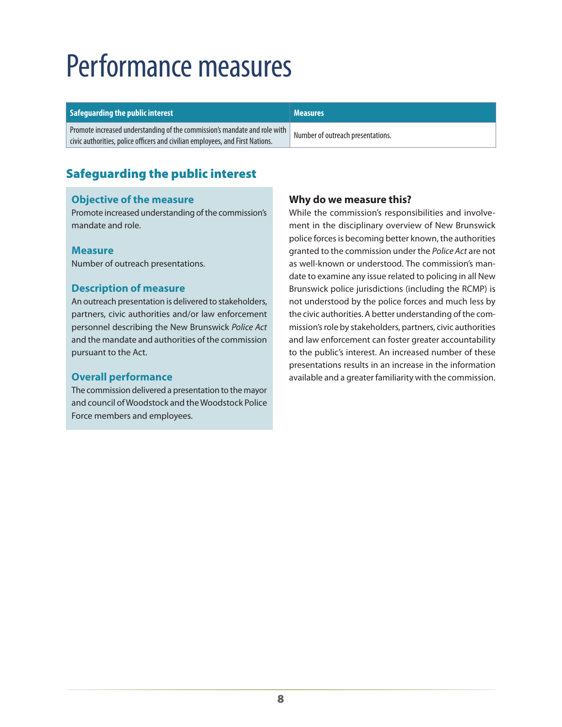# Performance measures

| Safeguarding the public interest | Measures |
|---|---|
| Promote increased understanding of the commission's mandate and role with civic authorities, police officers and civilian employees, and First Nations. | Number of outreach presentations. |

## Safeguarding the public interest

### Objective of the measure

Promote increased understanding of the commission's mandate and role.

### Measure

Number of outreach presentations.

### Description of measure

An outreach presentation is delivered to stakeholders, partners, civic authorities and/or law enforcement personnel describing the New Brunswick *Police Act* and the mandate and authorities of the commission pursuant to the Act.

### Overall performance

The commission delivered a presentation to the mayor and council of Woodstock and the Woodstock Police Force members and employees.

### Why do we measure this?

While the commission's responsibilities and involvement in the disciplinary overview of New Brunswick police forces is becoming better known, the authorities granted to the commission under the *Police Act* are not as well-known or understood. The commission's mandate to examine any issue related to policing in all New Brunswick police jurisdictions (including the RCMP) is not understood by the police forces and much less by the civic authorities. A better understanding of the commission's role by stakeholders, partners, civic authorities and law enforcement can foster greater accountability to the public's interest. An increased number of these presentations results in an increase in the information available and a greater familiarity with the commission.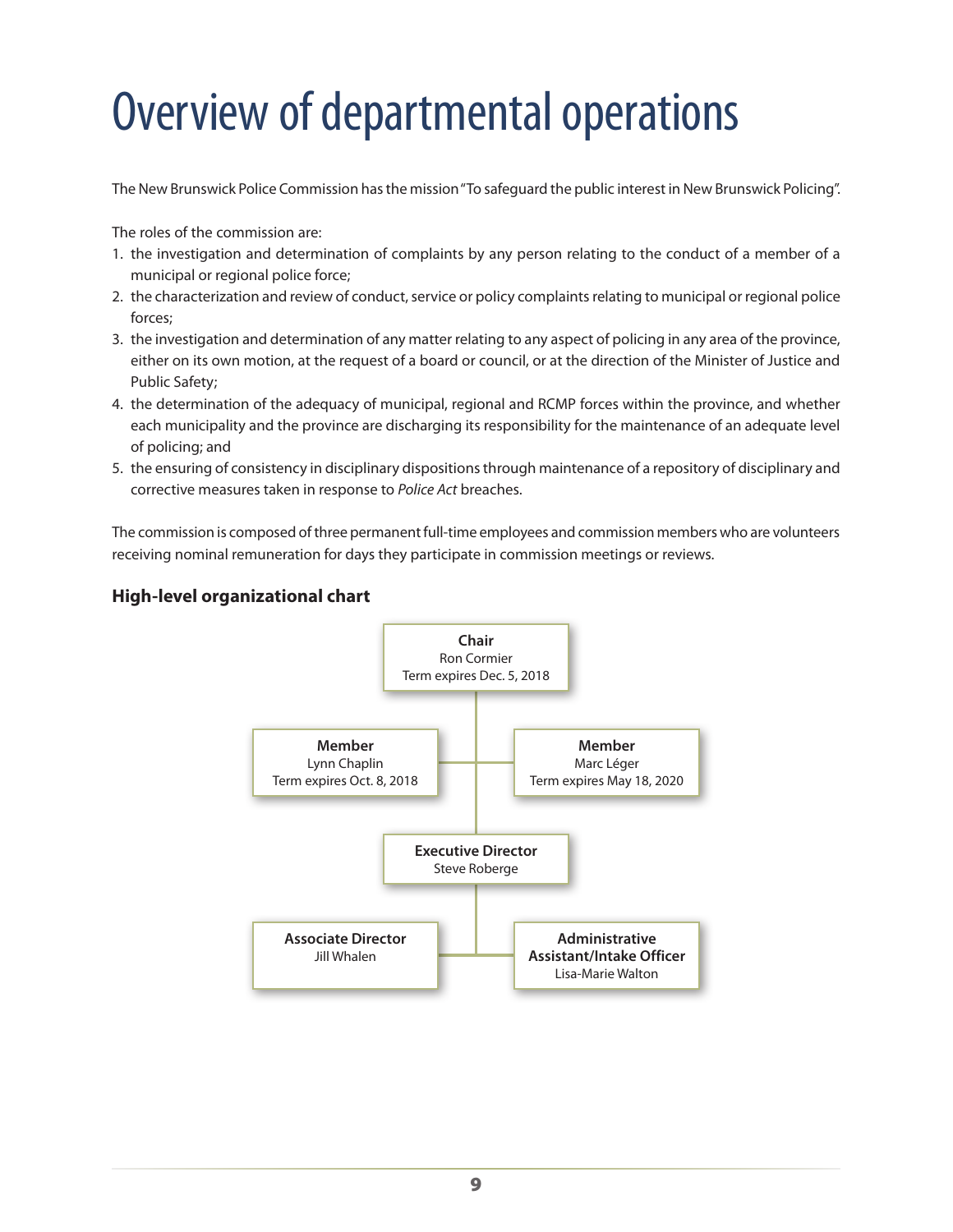# Overview of departmental operations

The New Brunswick Police Commission has the mission "To safeguard the public interest in New Brunswick Policing".

The roles of the commission are:

1. the investigation and determination of complaints by any person relating to the conduct of a member of a municipal or regional police force;
2. the characterization and review of conduct, service or policy complaints relating to municipal or regional police forces;
3. the investigation and determination of any matter relating to any aspect of policing in any area of the province, either on its own motion, at the request of a board or council, or at the direction of the Minister of Justice and Public Safety;
4. the determination of the adequacy of municipal, regional and RCMP forces within the province, and whether each municipality and the province are discharging its responsibility for the maintenance of an adequate level of policing; and
5. the ensuring of consistency in disciplinary dispositions through maintenance of a repository of disciplinary and corrective measures taken in response to *Police Act* breaches.

The commission is composed of three permanent full-time employees and commission members who are volunteers receiving nominal remuneration for days they participate in commission meetings or reviews.

### High-level organizational chart

**Chair**
Ron Cormier
Term expires Dec. 5, 2018

**Member**
Lynn Chaplin
Term expires Oct. 8, 2018

**Member**
Marc Léger
Term expires May 18, 2020

**Executive Director**
Steve Roberge

**Associate Director**
Jill Whalen

**Administrative Assistant/Intake Officer**
Lisa-Marie Walton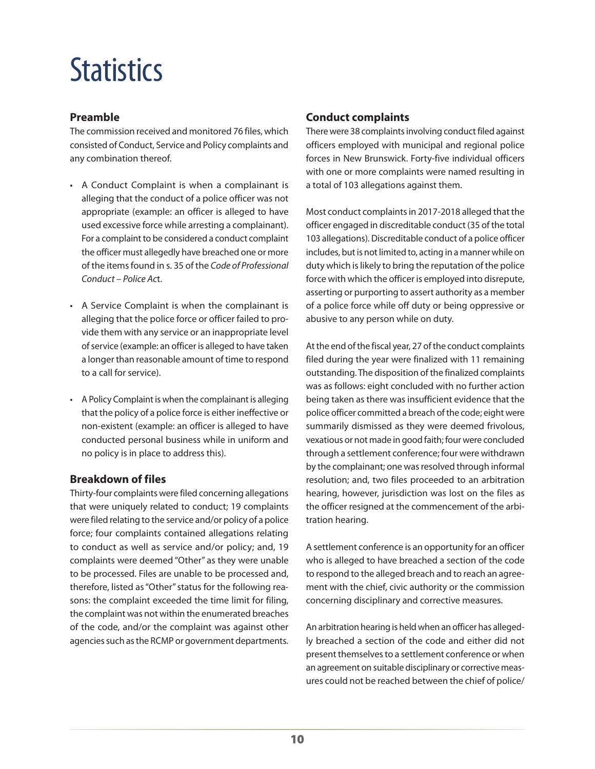# Statistics

## Preamble

The commission received and monitored 76 files, which consisted of Conduct, Service and Policy complaints and any combination thereof.

- A Conduct Complaint is when a complainant is alleging that the conduct of a police officer was not appropriate (example: an officer is alleged to have used excessive force while arresting a complainant). For a complaint to be considered a conduct complaint the officer must allegedly have breached one or more of the items found in s. 35 of the *Code of Professional Conduct – Police Act*.

- A Service Complaint is when the complainant is alleging that the police force or officer failed to provide them with any service or an inappropriate level of service (example: an officer is alleged to have taken a longer than reasonable amount of time to respond to a call for service).

- A Policy Complaint is when the complainant is alleging that the policy of a police force is either ineffective or non-existent (example: an officer is alleged to have conducted personal business while in uniform and no policy is in place to address this).

## Breakdown of files

Thirty-four complaints were filed concerning allegations that were uniquely related to conduct; 19 complaints were filed relating to the service and/or policy of a police force; four complaints contained allegations relating to conduct as well as service and/or policy; and, 19 complaints were deemed "Other" as they were unable to be processed. Files are unable to be processed and, therefore, listed as "Other" status for the following reasons: the complaint exceeded the time limit for filing, the complaint was not within the enumerated breaches of the code, and/or the complaint was against other agencies such as the RCMP or government departments.

## Conduct complaints

There were 38 complaints involving conduct filed against officers employed with municipal and regional police forces in New Brunswick. Forty-five individual officers with one or more complaints were named resulting in a total of 103 allegations against them.

Most conduct complaints in 2017-2018 alleged that the officer engaged in discreditable conduct (35 of the total 103 allegations). Discreditable conduct of a police officer includes, but is not limited to, acting in a manner while on duty which is likely to bring the reputation of the police force with which the officer is employed into disrepute, asserting or purporting to assert authority as a member of a police force while off duty or being oppressive or abusive to any person while on duty.

At the end of the fiscal year, 27 of the conduct complaints filed during the year were finalized with 11 remaining outstanding. The disposition of the finalized complaints was as follows: eight concluded with no further action being taken as there was insufficient evidence that the police officer committed a breach of the code; eight were summarily dismissed as they were deemed frivolous, vexatious or not made in good faith; four were concluded through a settlement conference; four were withdrawn by the complainant; one was resolved through informal resolution; and, two files proceeded to an arbitration hearing, however, jurisdiction was lost on the files as the officer resigned at the commencement of the arbitration hearing.

A settlement conference is an opportunity for an officer who is alleged to have breached a section of the code to respond to the alleged breach and to reach an agreement with the chief, civic authority or the commission concerning disciplinary and corrective measures.

An arbitration hearing is held when an officer has allegedly breached a section of the code and either did not present themselves to a settlement conference or when an agreement on suitable disciplinary or corrective measures could not be reached between the chief of police/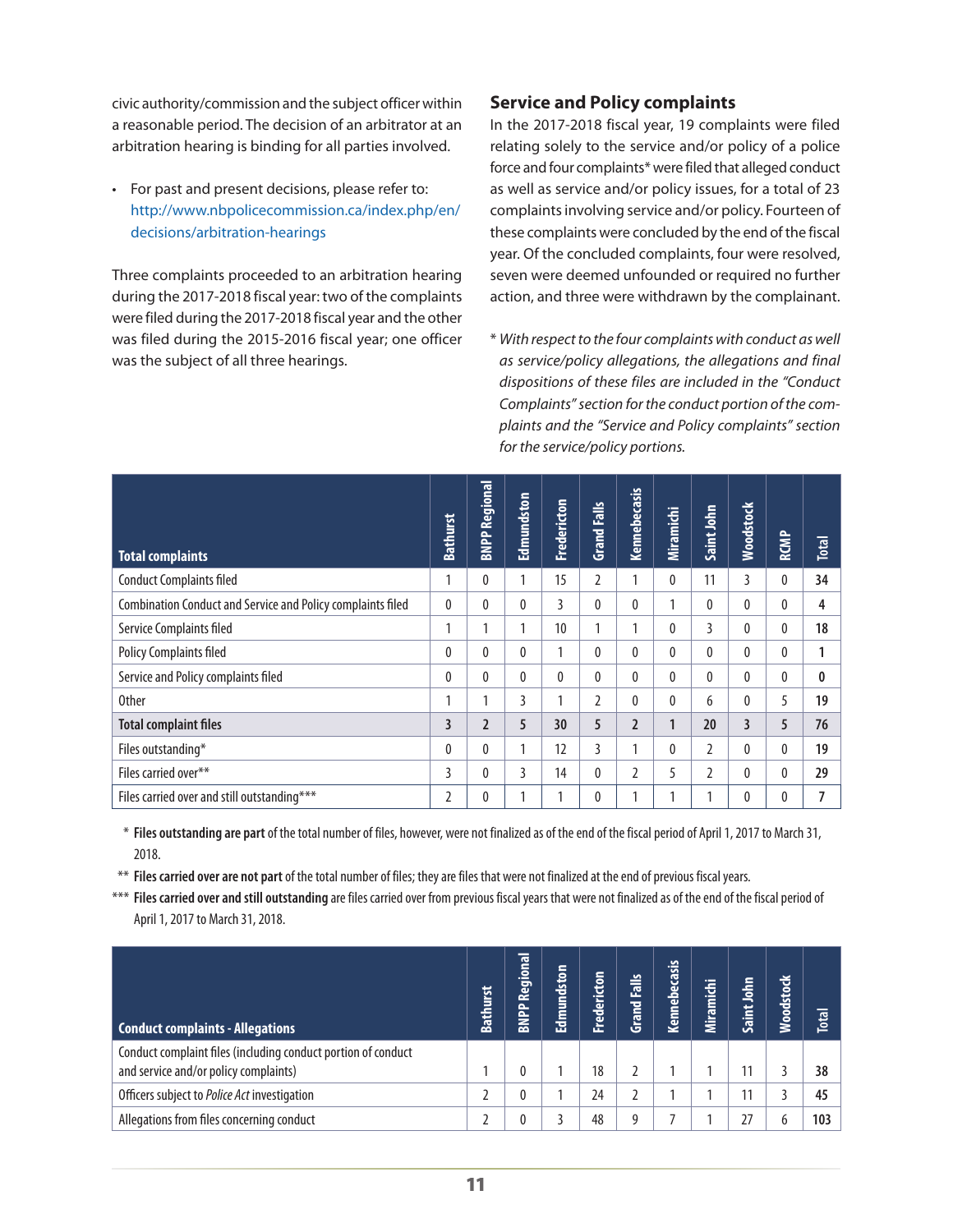civic authority/commission and the subject officer within a reasonable period. The decision of an arbitrator at an arbitration hearing is binding for all parties involved.

- For past and present decisions, please refer to: http://www.nbpolicecommission.ca/index.php/en/decisions/arbitration-hearings

Three complaints proceeded to an arbitration hearing during the 2017-2018 fiscal year: two of the complaints were filed during the 2017-2018 fiscal year and the other was filed during the 2015-2016 fiscal year; one officer was the subject of all three hearings.

## Service and Policy complaints

In the 2017-2018 fiscal year, 19 complaints were filed relating solely to the service and/or policy of a police force and four complaints* were filed that alleged conduct as well as service and/or policy issues, for a total of 23 complaints involving service and/or policy. Fourteen of these complaints were concluded by the end of the fiscal year. Of the concluded complaints, four were resolved, seven were deemed unfounded or required no further action, and three were withdrawn by the complainant.

* *With respect to the four complaints with conduct as well as service/policy allegations, the allegations and final dispositions of these files are included in the "Conduct Complaints" section for the conduct portion of the complaints and the "Service and Policy complaints" section for the service/policy portions.*

| Total complaints | Bathurst | BNPP Regional | Edmundston | Fredericton | Grand Falls | Kennebecasis | Miramichi | Saint John | Woodstock | RCMP | Total |
|---|---|---|---|---|---|---|---|---|---|---|---|
| Conduct Complaints filed | 1 | 0 | 1 | 15 | 2 | 1 | 0 | 11 | 3 | 0 | **34** |
| Combination Conduct and Service and Policy complaints filed | 0 | 0 | 0 | 3 | 0 | 0 | 1 | 0 | 0 | 0 | **4** |
| Service Complaints filed | 1 | 1 | 1 | 10 | 1 | 1 | 0 | 3 | 0 | 0 | **18** |
| Policy Complaints filed | 0 | 0 | 0 | 1 | 0 | 0 | 0 | 0 | 0 | 0 | **1** |
| Service and Policy complaints filed | 0 | 0 | 0 | 0 | 0 | 0 | 0 | 0 | 0 | 0 | **0** |
| Other | 1 | 1 | 3 | 1 | 2 | 0 | 0 | 6 | 0 | 5 | **19** |
| **Total complaint files** | **3** | **2** | **5** | **30** | **5** | **2** | **1** | **20** | **3** | **5** | **76** |
| Files outstanding* | 0 | 0 | 1 | 12 | 3 | 1 | 0 | 2 | 0 | 0 | **19** |
| Files carried over** | 3 | 0 | 3 | 14 | 0 | 2 | 5 | 2 | 0 | 0 | **29** |
| Files carried over and still outstanding*** | 2 | 0 | 1 | 1 | 0 | 1 | 1 | 1 | 0 | 0 | **7** |

\* **Files outstanding are part** of the total number of files, however, were not finalized as of the end of the fiscal period of April 1, 2017 to March 31, 2018.

\*\* **Files carried over are not part** of the total number of files; they are files that were not finalized at the end of previous fiscal years.

\*\*\* **Files carried over and still outstanding** are files carried over from previous fiscal years that were not finalized as of the end of the fiscal period of April 1, 2017 to March 31, 2018.

| Conduct complaints - Allegations | Bathurst | BNPP Regional | Edmundston | Fredericton | Grand Falls | Kennebecasis | Miramichi | Saint John | Woodstock | Total |
|---|---|---|---|---|---|---|---|---|---|---|
| Conduct complaint files (including conduct portion of conduct and service and/or policy complaints) | 1 | 0 | 1 | 18 | 2 | 1 | 1 | 11 | 3 | **38** |
| Officers subject to *Police Act* investigation | 2 | 0 | 1 | 24 | 2 | 1 | 1 | 11 | 3 | **45** |
| Allegations from files concerning conduct | 2 | 0 | 3 | 48 | 9 | 7 | 1 | 27 | 6 | **103** |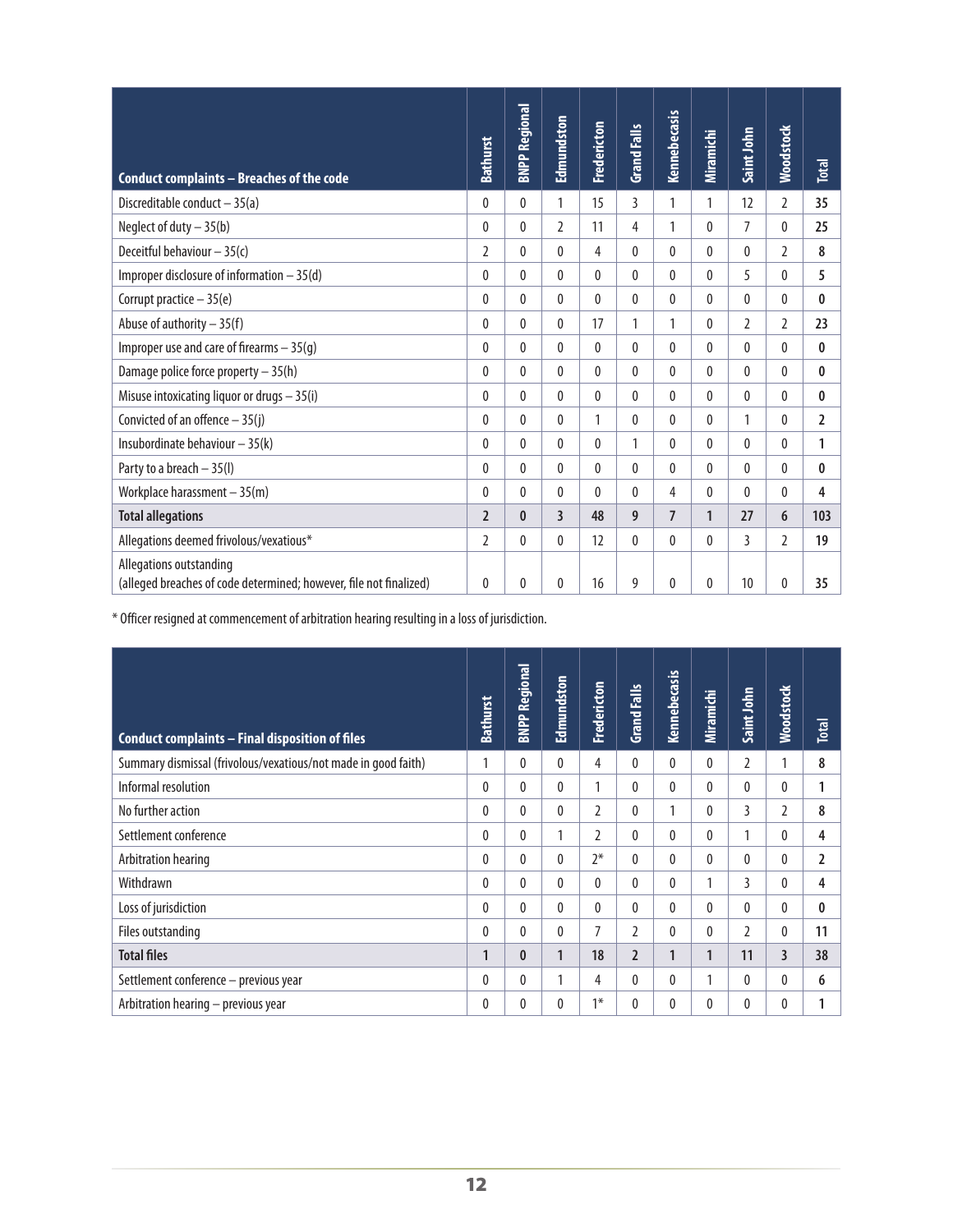| Conduct complaints – Breaches of the code | Bathurst | BNPP Regional | Edmundston | Fredericton | Grand Falls | Kennebecasis | Miramichi | Saint John | Woodstock | Total |
|---|---|---|---|---|---|---|---|---|---|---|
| Discreditable conduct – 35(a) | 0 | 0 | 1 | 15 | 3 | 1 | 1 | 12 | 2 | **35** |
| Neglect of duty – 35(b) | 0 | 0 | 2 | 11 | 4 | 1 | 0 | 7 | 0 | **25** |
| Deceitful behaviour – 35(c) | 2 | 0 | 0 | 4 | 0 | 0 | 0 | 0 | 2 | **8** |
| Improper disclosure of information – 35(d) | 0 | 0 | 0 | 0 | 0 | 0 | 0 | 5 | 0 | **5** |
| Corrupt practice – 35(e) | 0 | 0 | 0 | 0 | 0 | 0 | 0 | 0 | 0 | **0** |
| Abuse of authority – 35(f) | 0 | 0 | 0 | 17 | 1 | 1 | 0 | 2 | 2 | **23** |
| Improper use and care of firearms – 35(g) | 0 | 0 | 0 | 0 | 0 | 0 | 0 | 0 | 0 | **0** |
| Damage police force property – 35(h) | 0 | 0 | 0 | 0 | 0 | 0 | 0 | 0 | 0 | **0** |
| Misuse intoxicating liquor or drugs – 35(i) | 0 | 0 | 0 | 0 | 0 | 0 | 0 | 0 | 0 | **0** |
| Convicted of an offence – 35(j) | 0 | 0 | 0 | 1 | 0 | 0 | 0 | 1 | 0 | **2** |
| Insubordinate behaviour – 35(k) | 0 | 0 | 0 | 0 | 1 | 0 | 0 | 0 | 0 | **1** |
| Party to a breach – 35(l) | 0 | 0 | 0 | 0 | 0 | 0 | 0 | 0 | 0 | **0** |
| Workplace harassment – 35(m) | 0 | 0 | 0 | 0 | 0 | 4 | 0 | 0 | 0 | **4** |
| **Total allegations** | **2** | **0** | **3** | **48** | **9** | **7** | **1** | **27** | **6** | **103** |
| Allegations deemed frivolous/vexatious* | 2 | 0 | 0 | 12 | 0 | 0 | 0 | 3 | 2 | **19** |
| Allegations outstanding (alleged breaches of code determined; however, file not finalized) | 0 | 0 | 0 | 16 | 9 | 0 | 0 | 10 | 0 | **35** |

* Officer resigned at commencement of arbitration hearing resulting in a loss of jurisdiction.

| Conduct complaints – Final disposition of files | Bathurst | BNPP Regional | Edmundston | Fredericton | Grand Falls | Kennebecasis | Miramichi | Saint John | Woodstock | Total |
|---|---|---|---|---|---|---|---|---|---|---|
| Summary dismissal (frivolous/vexatious/not made in good faith) | 1 | 0 | 0 | 4 | 0 | 0 | 0 | 2 | 1 | **8** |
| Informal resolution | 0 | 0 | 0 | 1 | 0 | 0 | 0 | 0 | 0 | **1** |
| No further action | 0 | 0 | 0 | 2 | 0 | 1 | 0 | 3 | 2 | **8** |
| Settlement conference | 0 | 0 | 1 | 2 | 0 | 0 | 0 | 1 | 0 | **4** |
| Arbitration hearing | 0 | 0 | 0 | 2* | 0 | 0 | 0 | 0 | 0 | **2** |
| Withdrawn | 0 | 0 | 0 | 0 | 0 | 0 | 1 | 3 | 0 | **4** |
| Loss of jurisdiction | 0 | 0 | 0 | 0 | 0 | 0 | 0 | 0 | 0 | **0** |
| Files outstanding | 0 | 0 | 0 | 7 | 2 | 0 | 0 | 2 | 0 | **11** |
| **Total files** | **1** | **0** | **1** | **18** | **2** | **1** | **1** | **11** | **3** | **38** |
| Settlement conference – previous year | 0 | 0 | 1 | 4 | 0 | 0 | 1 | 0 | 0 | **6** |
| Arbitration hearing – previous year | 0 | 0 | 0 | 1* | 0 | 0 | 0 | 0 | 0 | **1** |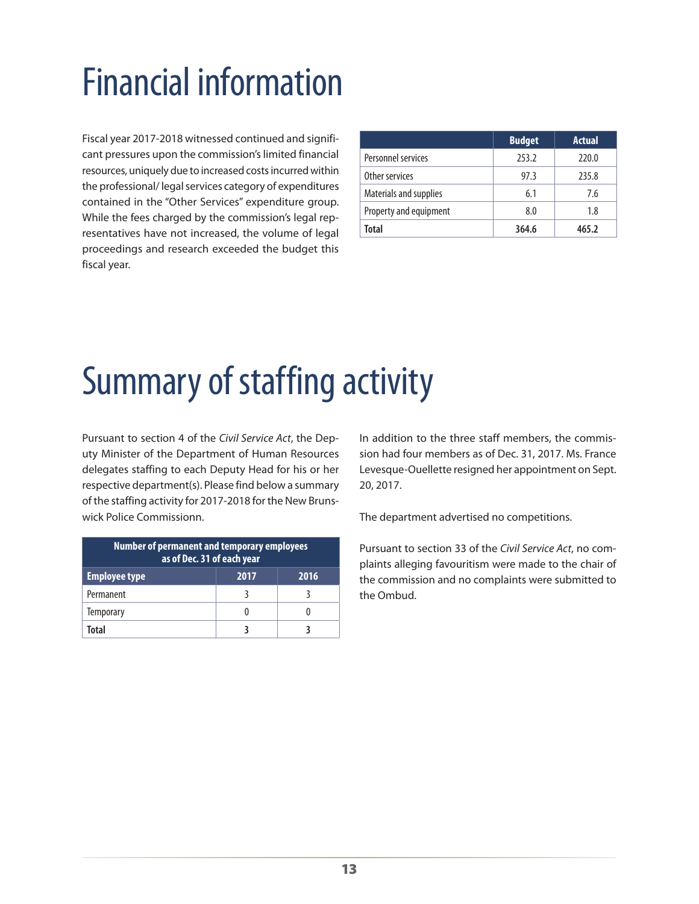# Financial information

Fiscal year 2017-2018 witnessed continued and significant pressures upon the commission's limited financial resources, uniquely due to increased costs incurred within the professional/ legal services category of expenditures contained in the "Other Services" expenditure group. While the fees charged by the commission's legal representatives have not increased, the volume of legal proceedings and research exceeded the budget this fiscal year.

| | Budget | Actual |
|---|---|---|
| Personnel services | 253.2 | 220.0 |
| Other services | 97.3 | 235.8 |
| Materials and supplies | 6.1 | 7.6 |
| Property and equipment | 8.0 | 1.8 |
| **Total** | **364.6** | **465.2** |

# Summary of staffing activity

Pursuant to section 4 of the *Civil Service Act*, the Deputy Minister of the Department of Human Resources delegates staffing to each Deputy Head for his or her respective department(s). Please find below a summary of the staffing activity for 2017-2018 for the New Brunswick Police Commissionn.

| Number of permanent and temporary employees as of Dec. 31 of each year | | |
|---|---|---|
| **Employee type** | **2017** | **2016** |
| Permanent | 3 | 3 |
| Temporary | 0 | 0 |
| **Total** | **3** | **3** |

In addition to the three staff members, the commission had four members as of Dec. 31, 2017. Ms. France Levesque-Ouellette resigned her appointment on Sept. 20, 2017.

The department advertised no competitions.

Pursuant to section 33 of the *Civil Service Act*, no complaints alleging favouritism were made to the chair of the commission and no complaints were submitted to the Ombud.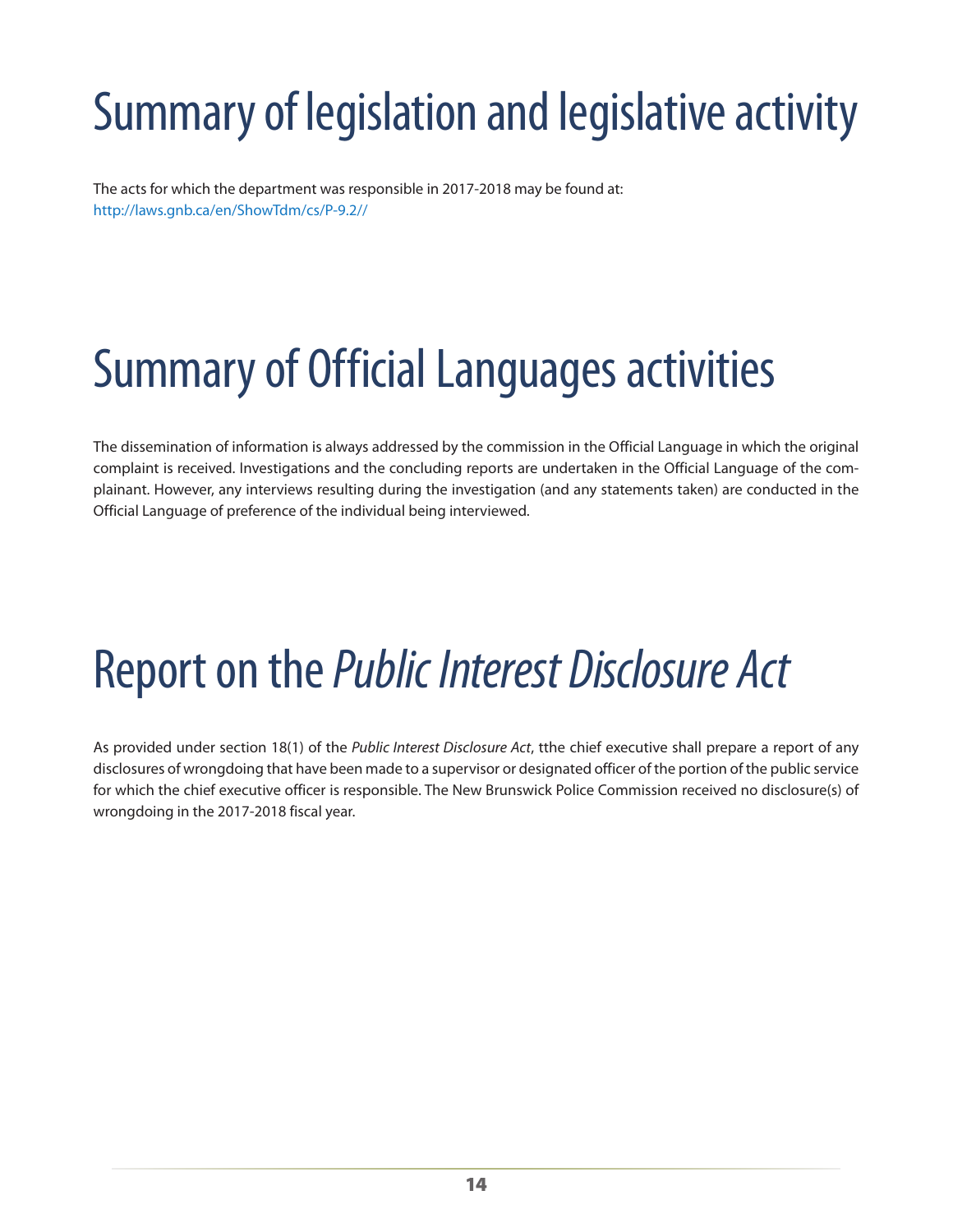# Summary of legislation and legislative activity

The acts for which the department was responsible in 2017-2018 may be found at:
http://laws.gnb.ca/en/ShowTdm/cs/P-9.2//

# Summary of Official Languages activities

The dissemination of information is always addressed by the commission in the Official Language in which the original complaint is received. Investigations and the concluding reports are undertaken in the Official Language of the complainant. However, any interviews resulting during the investigation (and any statements taken) are conducted in the Official Language of preference of the individual being interviewed.

# Report on the *Public Interest Disclosure Act*

As provided under section 18(1) of the *Public Interest Disclosure Act*, tthe chief executive shall prepare a report of any disclosures of wrongdoing that have been made to a supervisor or designated officer of the portion of the public service for which the chief executive officer is responsible. The New Brunswick Police Commission received no disclosure(s) of wrongdoing in the 2017-2018 fiscal year.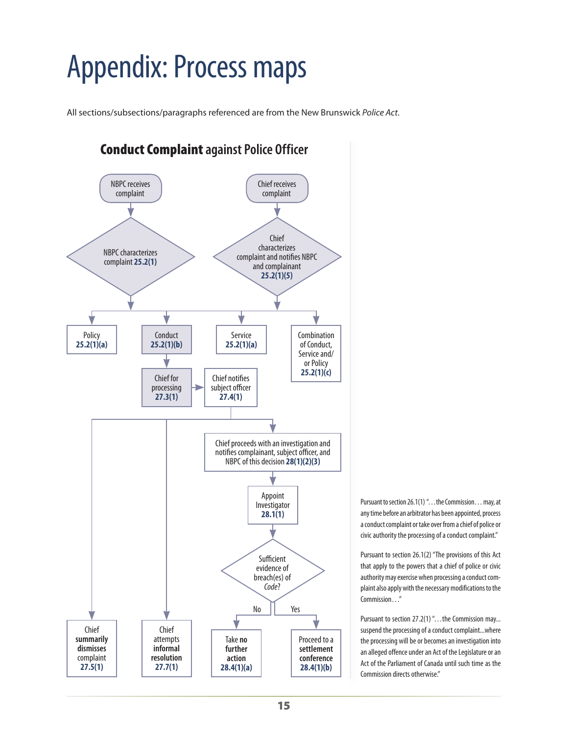# Appendix: Process maps

All sections/subsections/paragraphs referenced are from the New Brunswick *Police Act*.

## **Conduct Complaint** against Police Officer

NBPC receives complaint

NBPC characterizes complaint **25.2(1)**

Chief receives complaint

Chief characterizes complaint and notifies NBPC and complainant **25.2(1)(5)**

Policy **25.2(1)(a)**

Conduct **25.2(1)(b)**

Service **25.2(1)(a)**

Combination of Conduct, Service and/ or Policy **25.2(1)(c)**

Chief for processing **27.3(1)**

Chief notifies subject officer **27.4(1)**

Chief proceeds with an investigation and notifies complainant, subject officer, and NBPC of this decision **28(1)(2)(3)**

Appoint Investigator **28.1(1)**

Sufficient evidence of breach(es) of *Code*?

No

Yes

Chief **summarily dismisses** complaint **27.5(1)**

Chief attempts **informal resolution** **27.7(1)**

Take **no further action** **28.4(1)(a)**

Proceed to a **settlement conference** **28.4(1)(b)**

Pursuant to section 26.1(1) "…the Commission… may, at any time before an arbitrator has been appointed, process a conduct complaint or take over from a chief of police or civic authority the processing of a conduct complaint."

Pursuant to section 26.1(2) "The provisions of this Act that apply to the powers that a chief of police or civic authority may exercise when processing a conduct complaint also apply with the necessary modifications to the Commission…"

Pursuant to section 27.2(1) "…the Commission may… suspend the processing of a conduct complaint…where the processing will be or becomes an investigation into an alleged offence under an Act of the Legislature or an Act of the Parliament of Canada until such time as the Commission directs otherwise."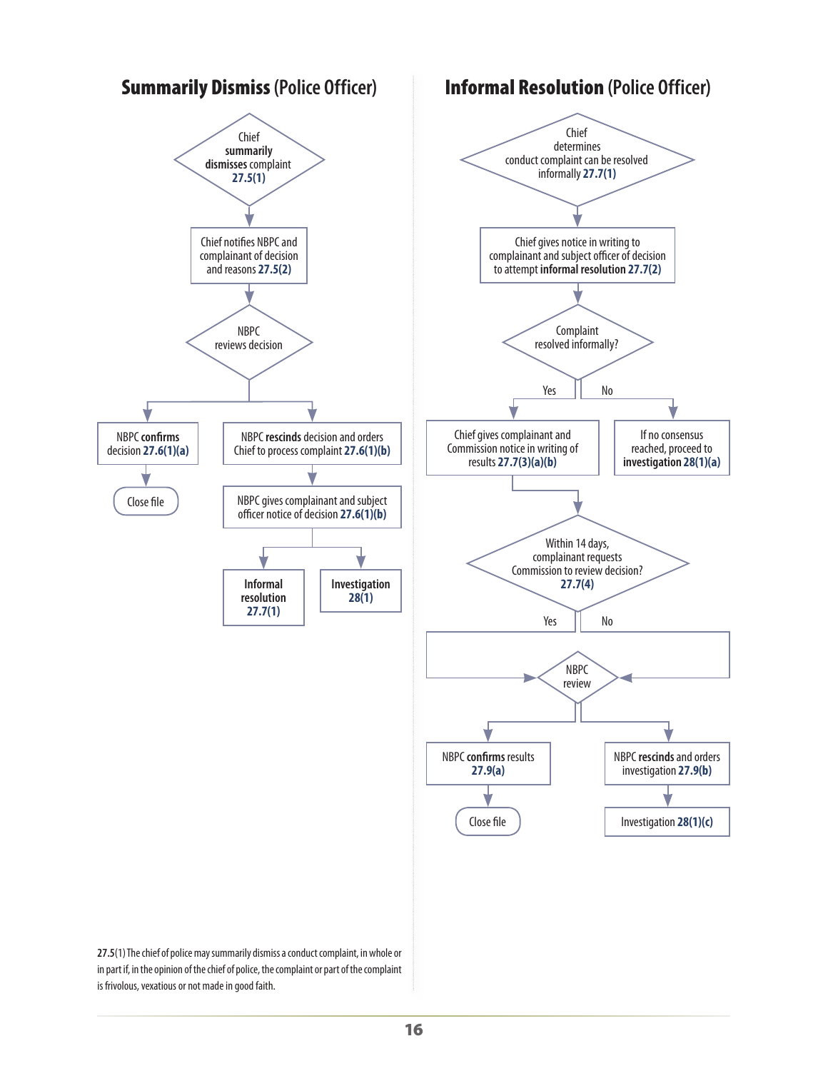## **Summarily Dismiss** (Police Officer)

Chief **summarily dismisses** complaint **27.5(1)**

↓

Chief notifies NBPC and complainant of decision and reasons **27.5(2)**

↓

NBPC reviews decision

- NBPC **confirms** decision **27.6(1)(a)**
  - Close file
- NBPC **rescinds** decision and orders Chief to process complaint **27.6(1)(b)**
  - NBPC gives complainant and subject officer notice of decision **27.6(1)(b)**
    - **Informal resolution 27.7(1)**
    - **Investigation 28(1)**

## **Informal Resolution** (Police Officer)

Chief determines conduct complaint can be resolved informally **27.7(1)**

↓

Chief gives notice in writing to complainant and subject officer of decision to attempt **informal resolution 27.7(2)**

↓

Complaint resolved informally?

- Yes: Chief gives complainant and Commission notice in writing of results **27.7(3)(a)(b)**
  - Within 14 days, complainant requests Commission to review decision? **27.7(4)**
    - Yes / No → NBPC review
      - NBPC **confirms** results **27.9(a)**
        - Close file
      - NBPC **rescinds** and orders investigation **27.9(b)**
        - Investigation **28(1)(c)**
- No: If no consensus reached, proceed to **investigation 28(1)(a)**

**27.5**(1) The chief of police may summarily dismiss a conduct complaint, in whole or in part if, in the opinion of the chief of police, the complaint or part of the complaint is frivolous, vexatious or not made in good faith.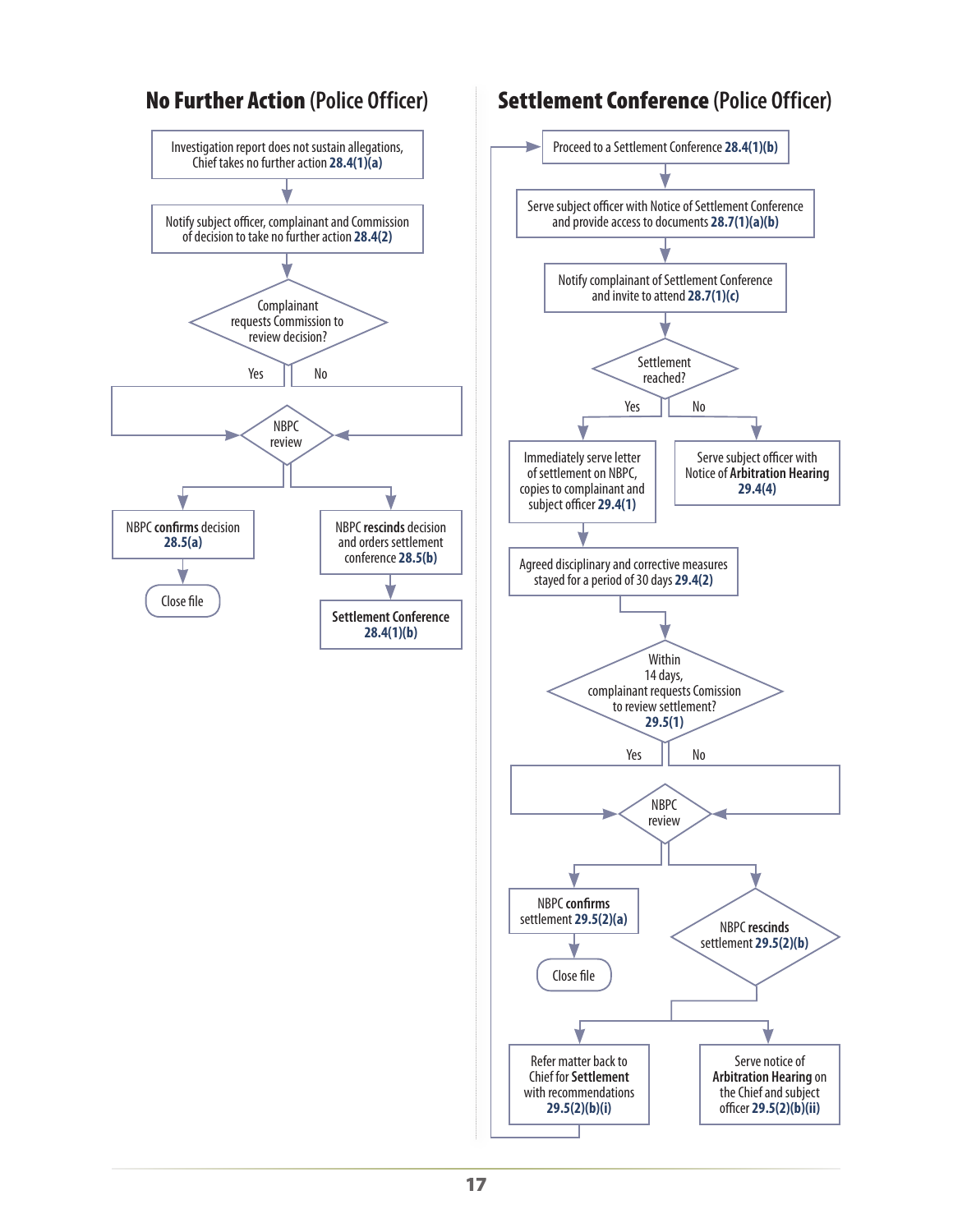## **No Further Action** (Police Officer)

- Investigation report does not sustain allegations, Chief takes no further action **28.4(1)(a)**
- Notify subject officer, complainant and Commission of decision to take no further action **28.4(2)**
- Complainant requests Commission to review decision?
  - Yes / No → NBPC review
- NBPC review:
  - NBPC **confirms** decision **28.5(a)** → Close file
  - NBPC **rescinds** decision and orders settlement conference **28.5(b)** → **Settlement Conference 28.4(1)(b)**

## **Settlement Conference** (Police Officer)

- Proceed to a Settlement Conference **28.4(1)(b)**
- Serve subject officer with Notice of Settlement Conference and provide access to documents **28.7(1)(a)(b)**
- Notify complainant of Settlement Conference and invite to attend **28.7(1)(c)**
- Settlement reached?
  - Yes → Immediately serve letter of settlement on NBPC, copies to complainant and subject officer **29.4(1)**
    - Agreed disciplinary and corrective measures stayed for a period of 30 days **29.4(2)**
    - Within 14 days, complainant requests Comission to review settlement? **29.5(1)**
      - Yes / No → NBPC review
      - NBPC review:
        - NBPC **confirms** settlement **29.5(2)(a)** → Close file
        - NBPC **rescinds** settlement **29.5(2)(b)**
          - Refer matter back to Chief for **Settlement** with recommendations **29.5(2)(b)(i)** → Proceed to a Settlement Conference **28.4(1)(b)**
          - Serve notice of **Arbitration Hearing** on the Chief and subject officer **29.5(2)(b)(ii)**
  - No → Serve subject officer with Notice of **Arbitration Hearing 29.4(4)**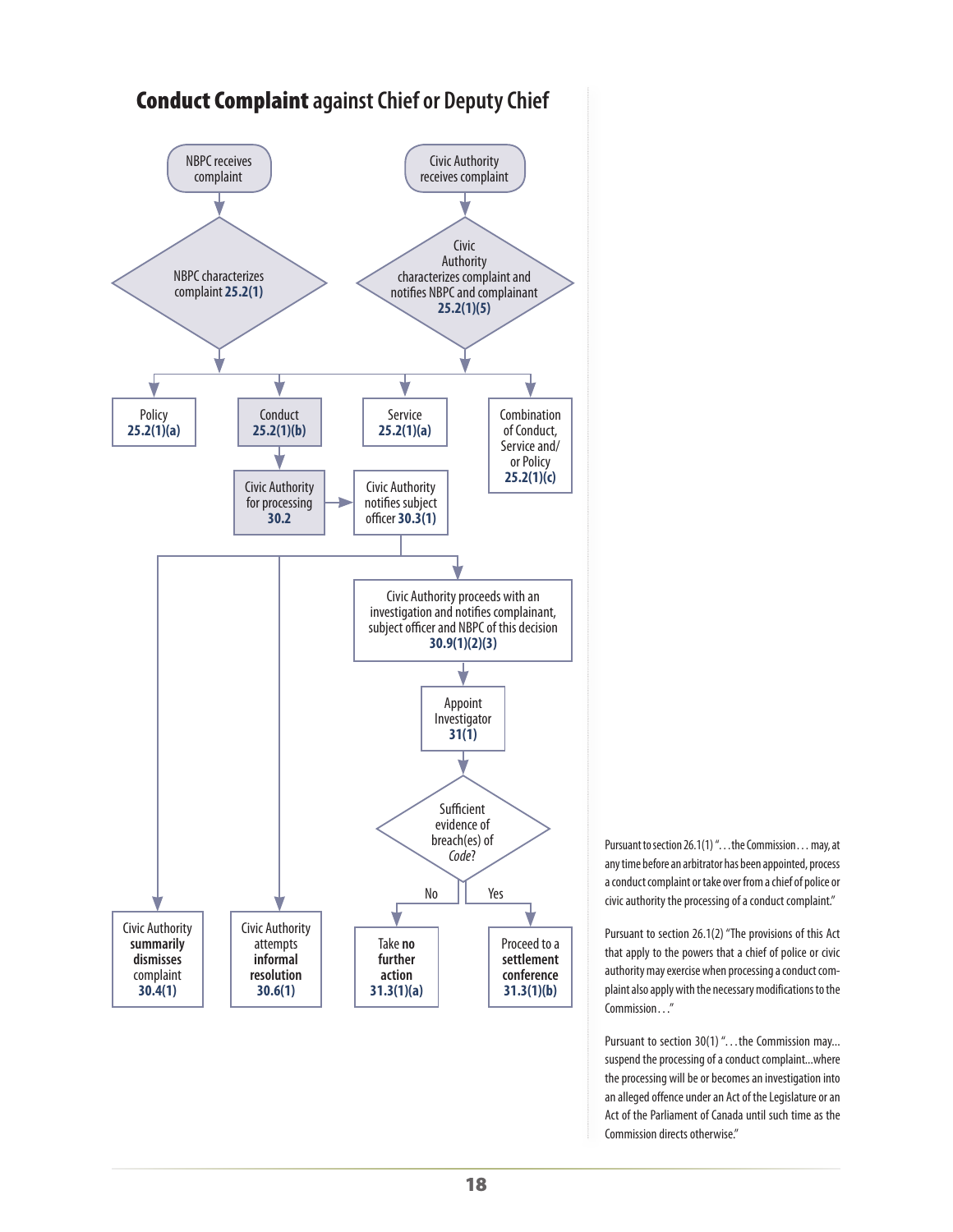# **Conduct Complaint** against Chief or Deputy Chief

NBPC receives complaint

Civic Authority receives complaint

NBPC characterizes complaint **25.2(1)**

Civic Authority characterizes complaint and notifies NBPC and complainant **25.2(1)(5)**

Policy **25.2(1)(a)**

Conduct **25.2(1)(b)**

Service **25.2(1)(a)**

Combination of Conduct, Service and/or Policy **25.2(1)(c)**

Civic Authority for processing **30.2**

Civic Authority notifies subject officer **30.3(1)**

Civic Authority proceeds with an investigation and notifies complainant, subject officer and NBPC of this decision **30.9(1)(2)(3)**

Appoint Investigator **31(1)**

Sufficient evidence of breach(es) of *Code*?

No

Yes

Civic Authority **summarily dismisses** complaint **30.4(1)**

Civic Authority attempts **informal resolution** **30.6(1)**

Take **no further action** **31.3(1)(a)**

Proceed to a **settlement conference** **31.3(1)(b)**

Pursuant to section 26.1(1) "…the Commission… may, at any time before an arbitrator has been appointed, process a conduct complaint or take over from a chief of police or civic authority the processing of a conduct complaint."

Pursuant to section 26.1(2) "The provisions of this Act that apply to the powers that a chief of police or civic authority may exercise when processing a conduct complaint also apply with the necessary modifications to the Commission…"

Pursuant to section 30(1) "…the Commission may... suspend the processing of a conduct complaint...where the processing will be or becomes an investigation into an alleged offence under an Act of the Legislature or an Act of the Parliament of Canada until such time as the Commission directs otherwise."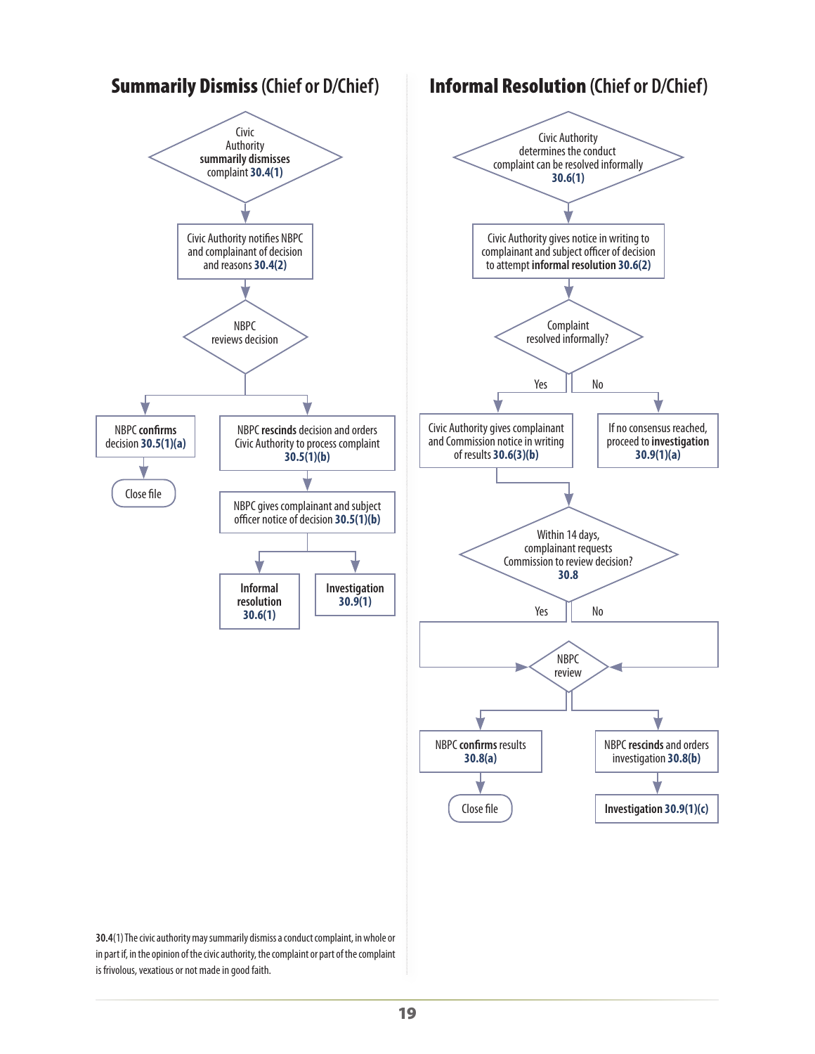## **Summarily Dismiss** (Chief or D/Chief)

- Civic Authority **summarily dismisses** complaint **30.4(1)**
- Civic Authority notifies NBPC and complainant of decision and reasons **30.4(2)**
- NBPC reviews decision
  - NBPC **confirms** decision **30.5(1)(a)**
    - Close file
  - NBPC **rescinds** decision and orders Civic Authority to process complaint **30.5(1)(b)**
    - NBPC gives complainant and subject officer notice of decision **30.5(1)(b)**
      - **Informal resolution 30.6(1)**
      - **Investigation 30.9(1)**

## **Informal Resolution** (Chief or D/Chief)

- Civic Authority determines the conduct complaint can be resolved informally **30.6(1)**
- Civic Authority gives notice in writing to complainant and subject officer of decision to attempt **informal resolution 30.6(2)**
- Complaint resolved informally?
  - Yes: Civic Authority gives complainant and Commission notice in writing of results **30.6(3)(b)**
    - Within 14 days, complainant requests Commission to review decision? **30.8**
      - Yes / No: NBPC review
        - NBPC **confirms** results **30.8(a)**
          - Close file
        - NBPC **rescinds** and orders investigation **30.8(b)**
          - **Investigation 30.9(1)(c)**
  - No: If no consensus reached, proceed to **investigation 30.9(1)(a)**

**30.4**(1) The civic authority may summarily dismiss a conduct complaint, in whole or in part if, in the opinion of the civic authority, the complaint or part of the complaint is frivolous, vexatious or not made in good faith.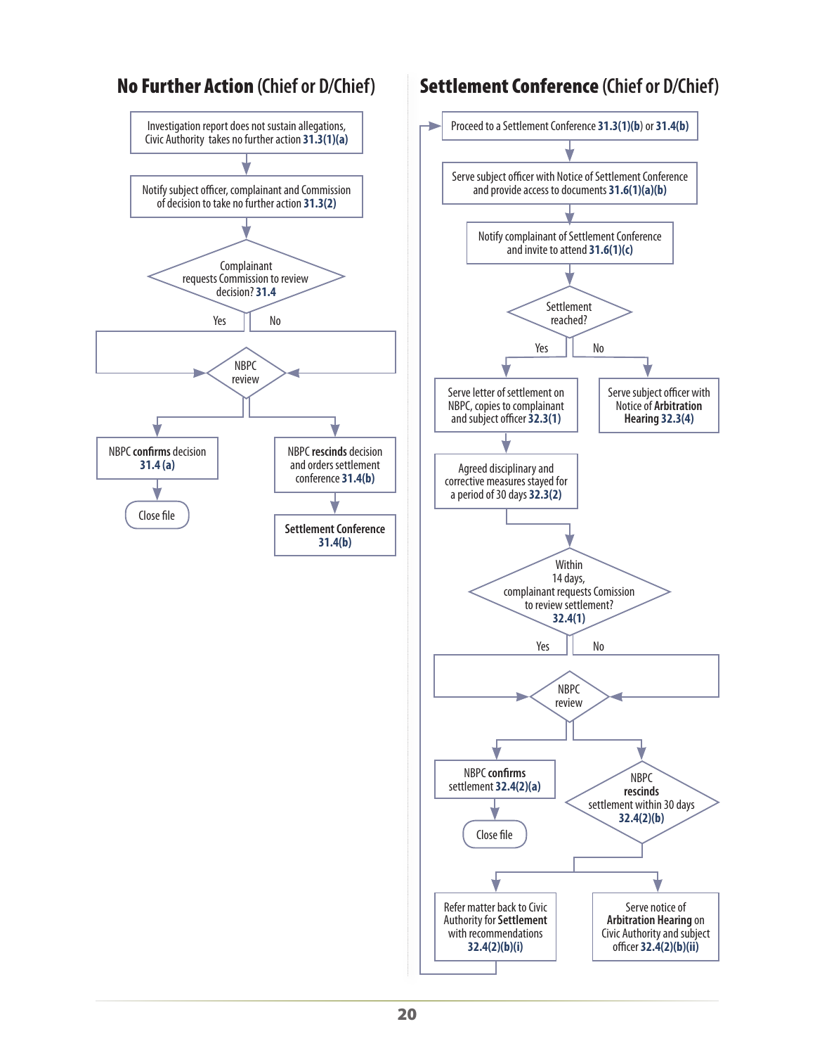## **No Further Action** (Chief or D/Chief)

Investigation report does not sustain allegations, Civic Authority takes no further action **31.3(1)(a)**

Notify subject officer, complainant and Commission of decision to take no further action **31.3(2)**

Complainant requests Commission to review decision? **31.4**

Yes / No

NBPC review

NBPC **confirms** decision **31.4 (a)**

Close file

NBPC **rescinds** decision and orders settlement conference **31.4(b)**

**Settlement Conference 31.4(b)**

## **Settlement Conference** (Chief or D/Chief)

Proceed to a Settlement Conference **31.3(1)(b)** or **31.4(b)**

Serve subject officer with Notice of Settlement Conference and provide access to documents **31.6(1)(a)(b)**

Notify complainant of Settlement Conference and invite to attend **31.6(1)(c)**

Settlement reached?

Yes / No

Serve letter of settlement on NBPC, copies to complainant and subject officer **32.3(1)**

Serve subject officer with Notice of **Arbitration Hearing 32.3(4)**

Agreed disciplinary and corrective measures stayed for a period of 30 days **32.3(2)**

Within 14 days, complainant requests Comission to review settlement? **32.4(1)**

Yes / No

NBPC review

NBPC **confirms** settlement **32.4(2)(a)**

Close file

NBPC **rescinds** settlement within 30 days **32.4(2)(b)**

Refer matter back to Civic Authority for **Settlement** with recommendations **32.4(2)(b)(i)**

Serve notice of **Arbitration Hearing** on Civic Authority and subject officer **32.4(2)(b)(ii)**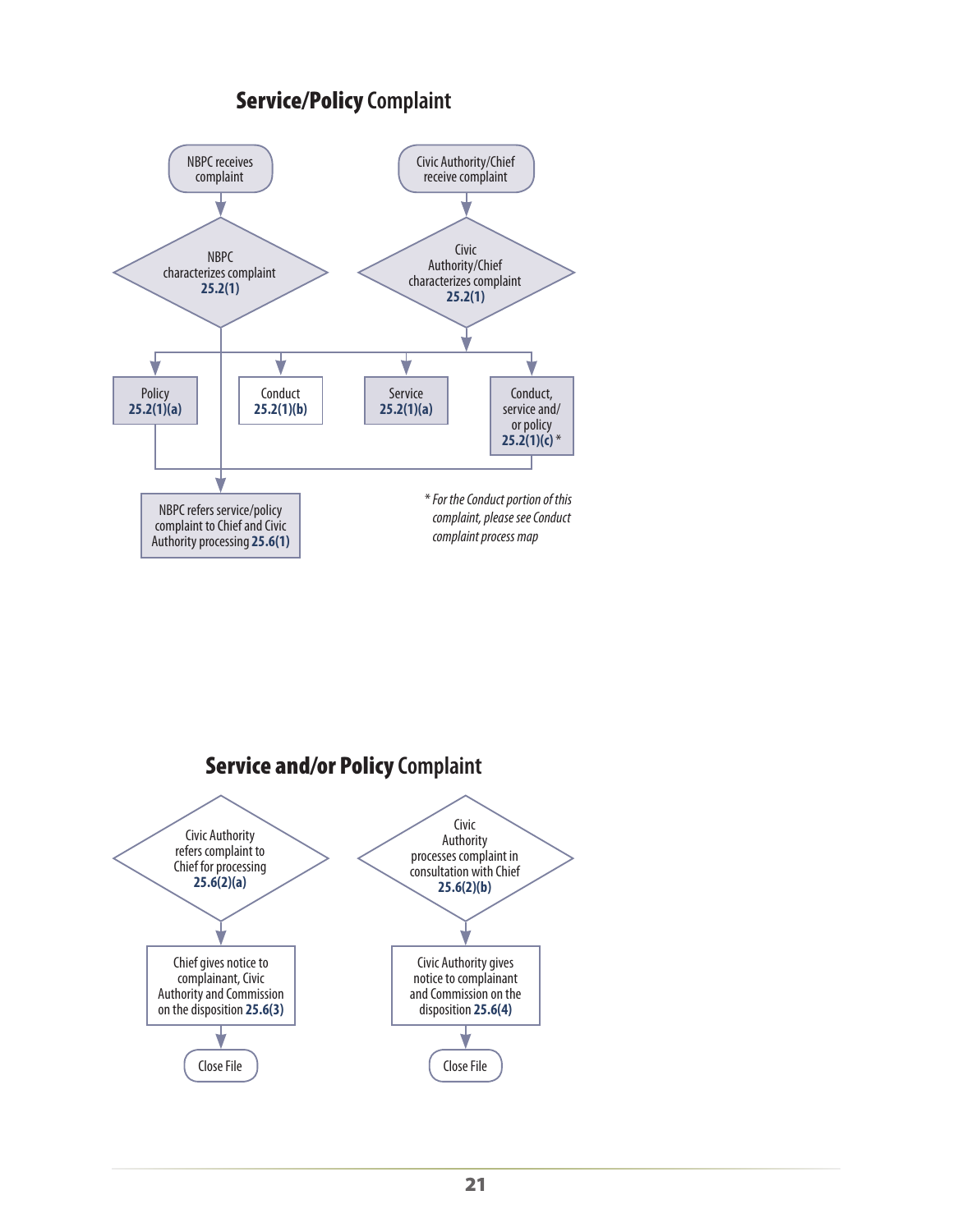## **Service/Policy** Complaint

NBPC receives complaint

NBPC characterizes complaint **25.2(1)**

Civic Authority/Chief receive complaint

Civic Authority/Chief characterizes complaint **25.2(1)**

Policy **25.2(1)(a)**

Conduct **25.2(1)(b)**

Service **25.2(1)(a)**

Conduct, service and/ or policy **25.2(1)(c)** *

NBPC refers service/policy complaint to Chief and Civic Authority processing **25.6(1)**

*\* For the Conduct portion of this complaint, please see Conduct complaint process map*

## **Service and/or Policy** Complaint

Civic Authority refers complaint to Chief for processing **25.6(2)(a)**

Chief gives notice to complainant, Civic Authority and Commission on the disposition **25.6(3)**

Close File

Civic Authority processes complaint in consultation with Chief **25.6(2)(b)**

Civic Authority gives notice to complainant and Commission on the disposition **25.6(4)**

Close File